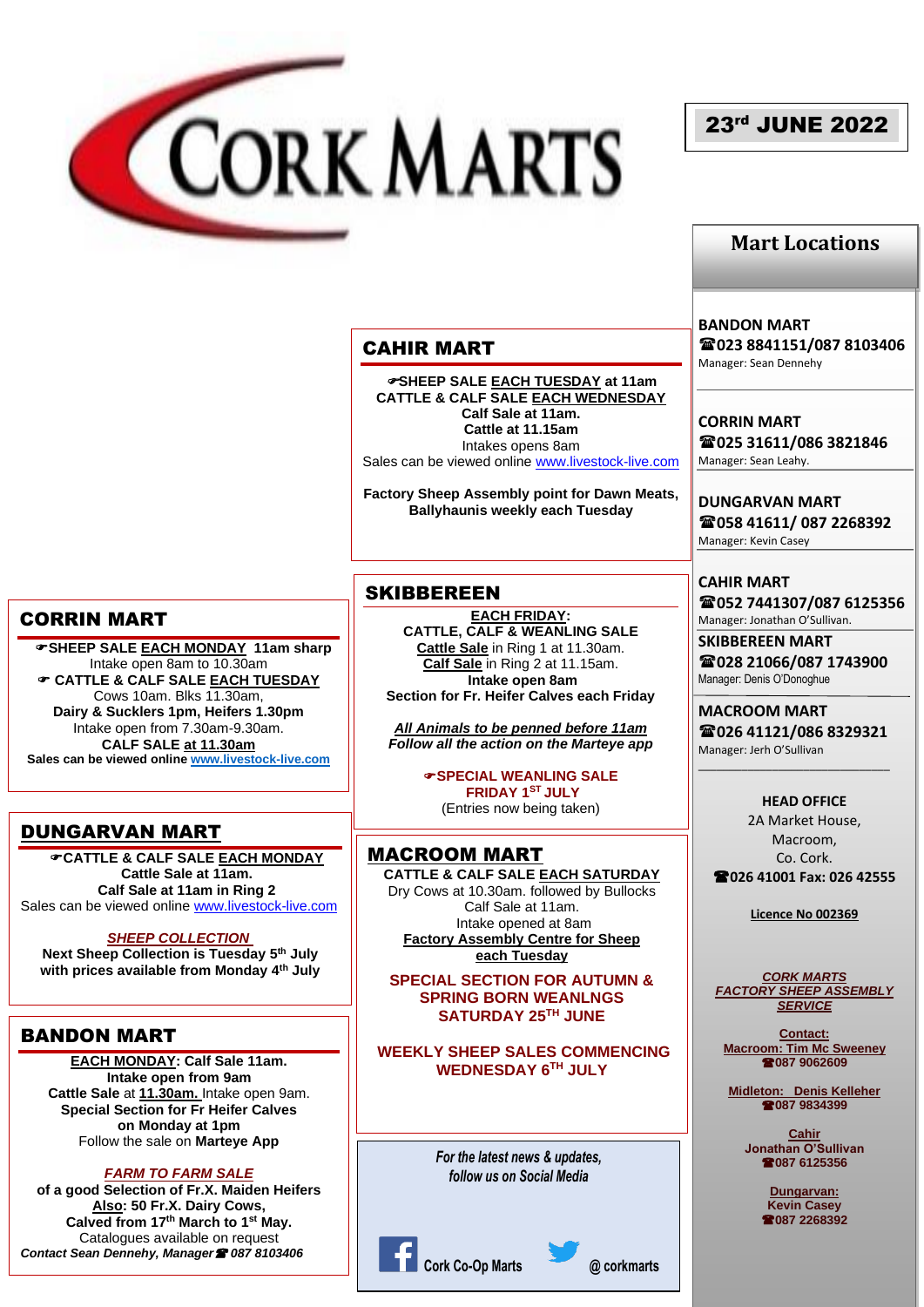# CORK MARTS

**23rd JUNE 2022**

## CAHIR MART

**☞SHEEP SALE EACH TUESDAY at 11am**
**CATTLE & CALF SALE EACH WEDNESDAY**
**Calf Sale at 11am.**
**Cattle at 11.15am**
Intakes opens 8am
Sales can be viewed online www.livestock-live.com

**Factory Sheep Assembly point for Dawn Meats, Ballyhaunis weekly each Tuesday**

## CORRIN MART

**☞SHEEP SALE EACH MONDAY 11am sharp**
Intake open 8am to 10.30am
**☞ CATTLE & CALF SALE EACH TUESDAY**
Cows 10am. Blks 11.30am,
**Dairy & Sucklers 1pm, Heifers 1.30pm**
Intake open from 7.30am-9.30am.
**CALF SALE at 11.30am**
**Sales can be viewed online www.livestock-live.com**

## SKIBBEREEN

**EACH FRIDAY:**
**CATTLE, CALF & WEANLING SALE**
**Cattle Sale** in Ring 1 at 11.30am.
**Calf Sale** in Ring 2 at 11.15am.
**Intake open 8am**
**Section for Fr. Heifer Calves each Friday**

***All Animals to be penned before 11am***
***Follow all the action on the Marteye app***

**☞SPECIAL WEANLING SALE**
**FRIDAY 1ST JULY**
(Entries now being taken)

## DUNGARVAN MART

**☞CATTLE & CALF SALE EACH MONDAY**
**Cattle Sale at 11am.**
**Calf Sale at 11am in Ring 2**
Sales can be viewed online www.livestock-live.com

***SHEEP COLLECTION***
**Next Sheep Collection is Tuesday 5th July with prices available from Monday 4th July**

## MACROOM MART

**CATTLE & CALF SALE EACH SATURDAY**
Dry Cows at 10.30am. followed by Bullocks
Calf Sale at 11am.
Intake opened at 8am
**Factory Assembly Centre for Sheep each Tuesday**

**SPECIAL SECTION FOR AUTUMN & SPRING BORN WEANLNGS SATURDAY 25TH JUNE**

**WEEKLY SHEEP SALES COMMENCING WEDNESDAY 6TH JULY**

## BANDON MART

**EACH MONDAY: Calf Sale 11am.**
**Intake open from 9am**
**Cattle Sale** at **11.30am.** Intake open 9am.
**Special Section for Fr Heifer Calves on Monday at 1pm**
Follow the sale on **Marteye App**

***FARM TO FARM SALE***
**of a good Selection of Fr.X. Maiden Heifers**
**Also: 50 Fr.X. Dairy Cows,**
**Calved from 17th March to 1st May.**
Catalogues available on request
***Contact Sean Dennehy, Manager☎ 087 8103406***

*For the latest news & updates, follow us on Social Media*

Cork Co-Op Marts    @ corkmarts

## Mart Locations

**BANDON MART**
**☎023 8841151/087 8103406**
Manager: Sean Dennehy

**CORRIN MART**
**☎025 31611/086 3821846**
Manager: Sean Leahy.

**DUNGARVAN MART**
**☎058 41611/ 087 2268392**
Manager: Kevin Casey

**CAHIR MART**
**☎052 7441307/087 6125356**
Manager: Jonathan O'Sullivan.

**SKIBBEREEN MART**
**☎028 21066/087 1743900**
Manager: Denis O'Donoghue

**MACROOM MART**
**☎026 41121/086 8329321**
Manager: Jerh O'Sullivan

**HEAD OFFICE**
2A Market House,
Macroom,
Co. Cork.
**☎026 41001 Fax: 026 42555**

**Licence No 002369**

***CORK MARTS FACTORY SHEEP ASSEMBLY SERVICE***

**Contact:**
**Macroom: Tim Mc Sweeney**
**☎087 9062609**

**Midleton: Denis Kelleher**
**☎087 9834399**

**Cahir**
**Jonathan O'Sullivan**
**☎087 6125356**

**Dungarvan:**
**Kevin Casey**
**☎087 2268392**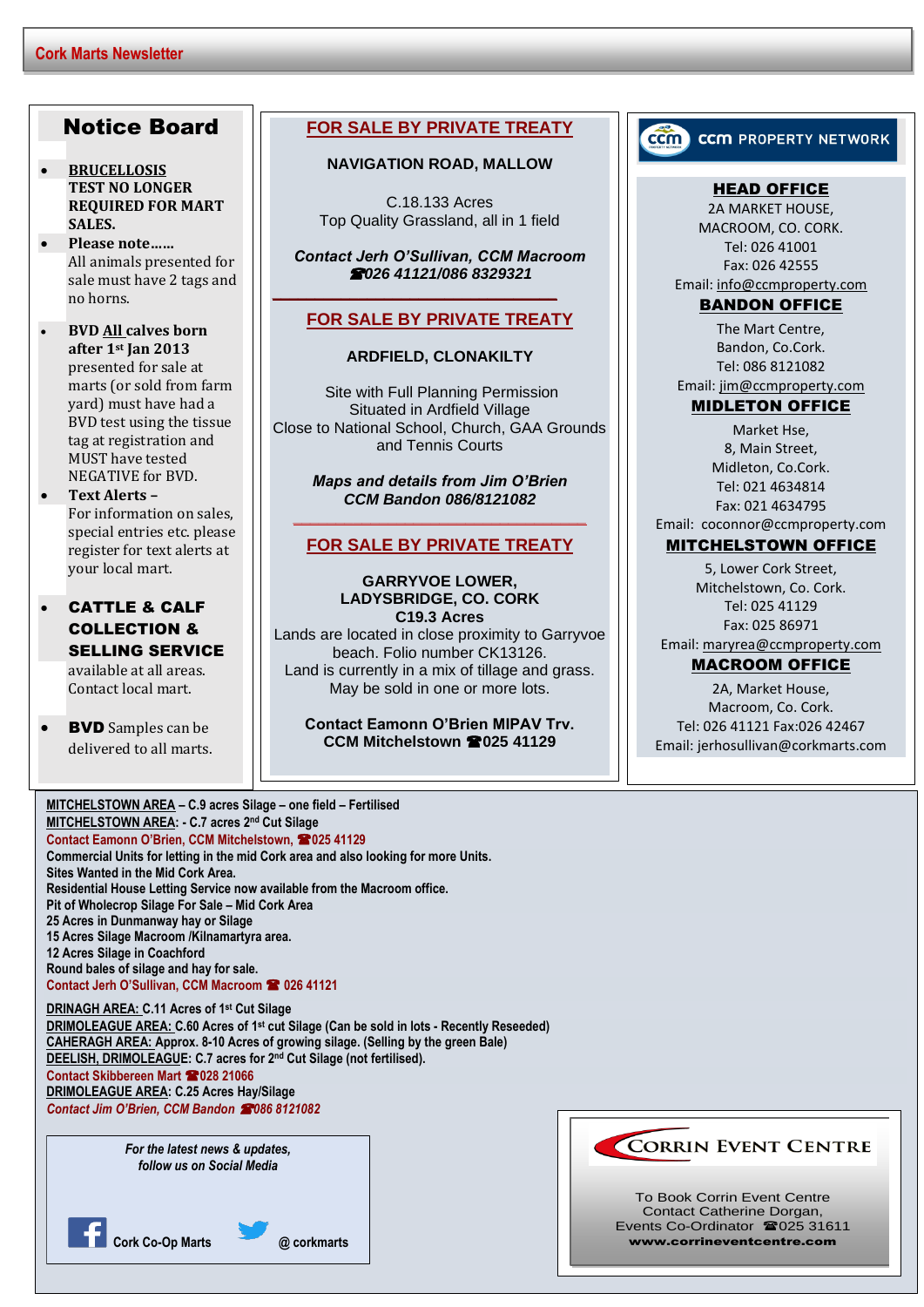## Notice Board

- **BRUCELLOSIS TEST NO LONGER REQUIRED FOR MART SALES.**
- **Please note……** All animals presented for sale must have 2 tags and no horns.
- **BVD All calves born after 1st Jan 2013** presented for sale at marts (or sold from farm yard) must have had a BVD test using the tissue tag at registration and MUST have tested NEGATIVE for BVD.
- **Text Alerts –** For information on sales, special entries etc. please register for text alerts at your local mart.
- **CATTLE & CALF COLLECTION & SELLING SERVICE** available at all areas. Contact local mart.
- **BVD** Samples can be delivered to all marts.

## FOR SALE BY PRIVATE TREATY

**NAVIGATION ROAD, MALLOW**

C.18.133 Acres
Top Quality Grassland, all in 1 field

***Contact Jerh O'Sullivan, CCM Macroom ☎026 41121/086 8329321***

## FOR SALE BY PRIVATE TREATY

**ARDFIELD, CLONAKILTY**

Site with Full Planning Permission
Situated in Ardfield Village
Close to National School, Church, GAA Grounds and Tennis Courts

***Maps and details from Jim O'Brien CCM Bandon 086/8121082***

## FOR SALE BY PRIVATE TREATY

**GARRYVOE LOWER, LADYSBRIDGE, CO. CORK**
**C19.3 Acres**
Lands are located in close proximity to Garryvoe beach. Folio number CK13126.
Land is currently in a mix of tillage and grass.
May be sold in one or more lots.

**Contact Eamonn O'Brien MIPAV Trv. CCM Mitchelstown ☎025 41129**

## CCM PROPERTY NETWORK

**HEAD OFFICE**
2A MARKET HOUSE,
MACROOM, CO. CORK.
Tel: 026 41001
Fax: 026 42555
Email: info@ccmproperty.com

**BANDON OFFICE**
The Mart Centre,
Bandon, Co.Cork.
Tel: 086 8121082
Email: jim@ccmproperty.com

**MIDLETON OFFICE**
Market Hse,
8, Main Street,
Midleton, Co.Cork.
Tel: 021 4634814
Fax: 021 4634795
Email: coconnor@ccmproperty.com

**MITCHELSTOWN OFFICE**
5, Lower Cork Street,
Mitchelstown, Co. Cork.
Tel: 025 41129
Fax: 025 86971
Email: maryrea@ccmproperty.com

**MACROOM OFFICE**
2A, Market House,
Macroom, Co. Cork.
Tel: 026 41121 Fax:026 42467
Email: jerhosullivan@corkmarts.com

**MITCHELSTOWN AREA – C.9 acres Silage – one field – Fertilised**
**MITCHELSTOWN AREA: - C.7 acres 2nd Cut Silage**
**Contact Eamonn O'Brien, CCM Mitchelstown, ☎025 41129**
**Commercial Units for letting in the mid Cork area and also looking for more Units.**
**Sites Wanted in the Mid Cork Area.**
**Residential House Letting Service now available from the Macroom office.**
**Pit of Wholecrop Silage For Sale – Mid Cork Area**
**25 Acres in Dunmanway hay or Silage**
**15 Acres Silage Macroom /Kilnamartyra area.**
**12 Acres Silage in Coachford**
**Round bales of silage and hay for sale.**
**Contact Jerh O'Sullivan, CCM Macroom ☎ 026 41121**

**DRINAGH AREA: C.11 Acres of 1st Cut Silage**
**DRIMOLEAGUE AREA: C.60 Acres of 1st cut Silage (Can be sold in lots - Recently Reseeded)**
**CAHERAGH AREA: Approx. 8-10 Acres of growing silage. (Selling by the green Bale)**
**DEELISH, DRIMOLEAGUE: C.7 acres for 2nd Cut Silage (not fertilised).**
**Contact Skibbereen Mart ☎028 21066**
**DRIMOLEAGUE AREA: C.25 Acres Hay/Silage**
***Contact Jim O'Brien, CCM Bandon ☎086 8121082***

***For the latest news & updates, follow us on Social Media***

**Cork Co-Op Marts** **@ corkmarts**

**CORRIN EVENT CENTRE**

To Book Corrin Event Centre
Contact Catherine Dorgan,
Events Co-Ordinator ☎025 31611
**www.corrineventcentre.com**